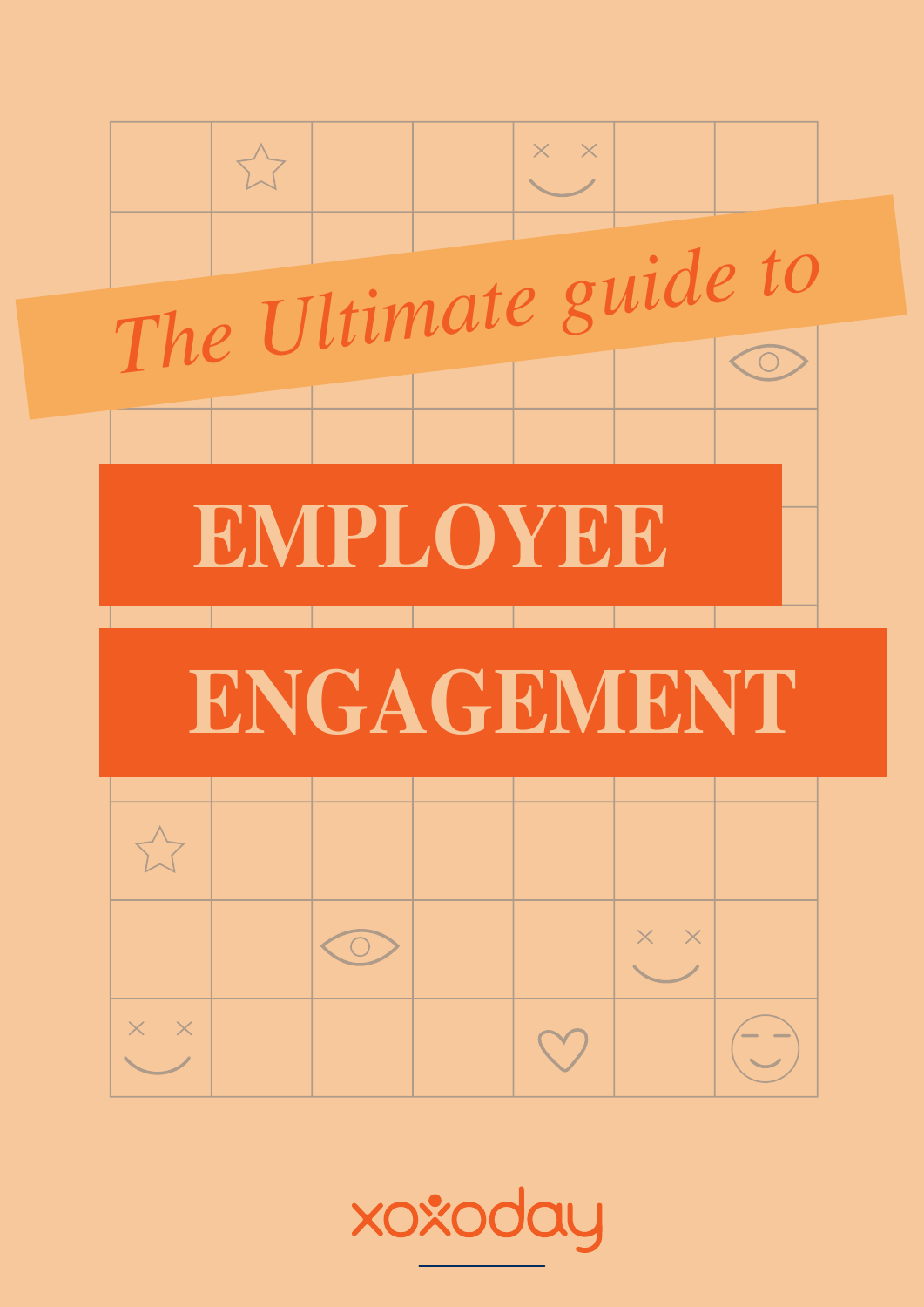*The Ultimate guide to*

# EMPLOYEE ENGAGEMENT

xoxoday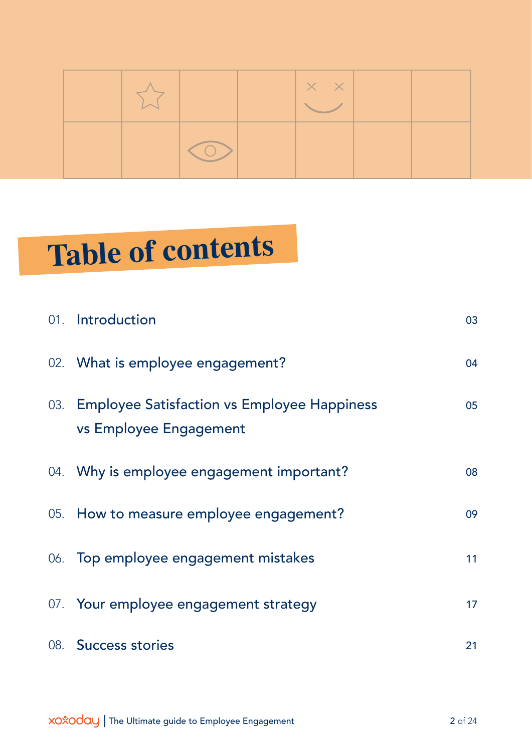# Table of contents

| | | |
|---|---|---|
| 01. | Introduction | 03 |
| 02. | What is employee engagement? | 04 |
| 03. | Employee Satisfaction vs Employee Happiness vs Employee Engagement | 05 |
| 04. | Why is employee engagement important? | 08 |
| 05. | How to measure employee engagement? | 09 |
| 06. | Top employee engagement mistakes | 11 |
| 07. | Your employee engagement strategy | 17 |
| 08. | Success stories | 21 |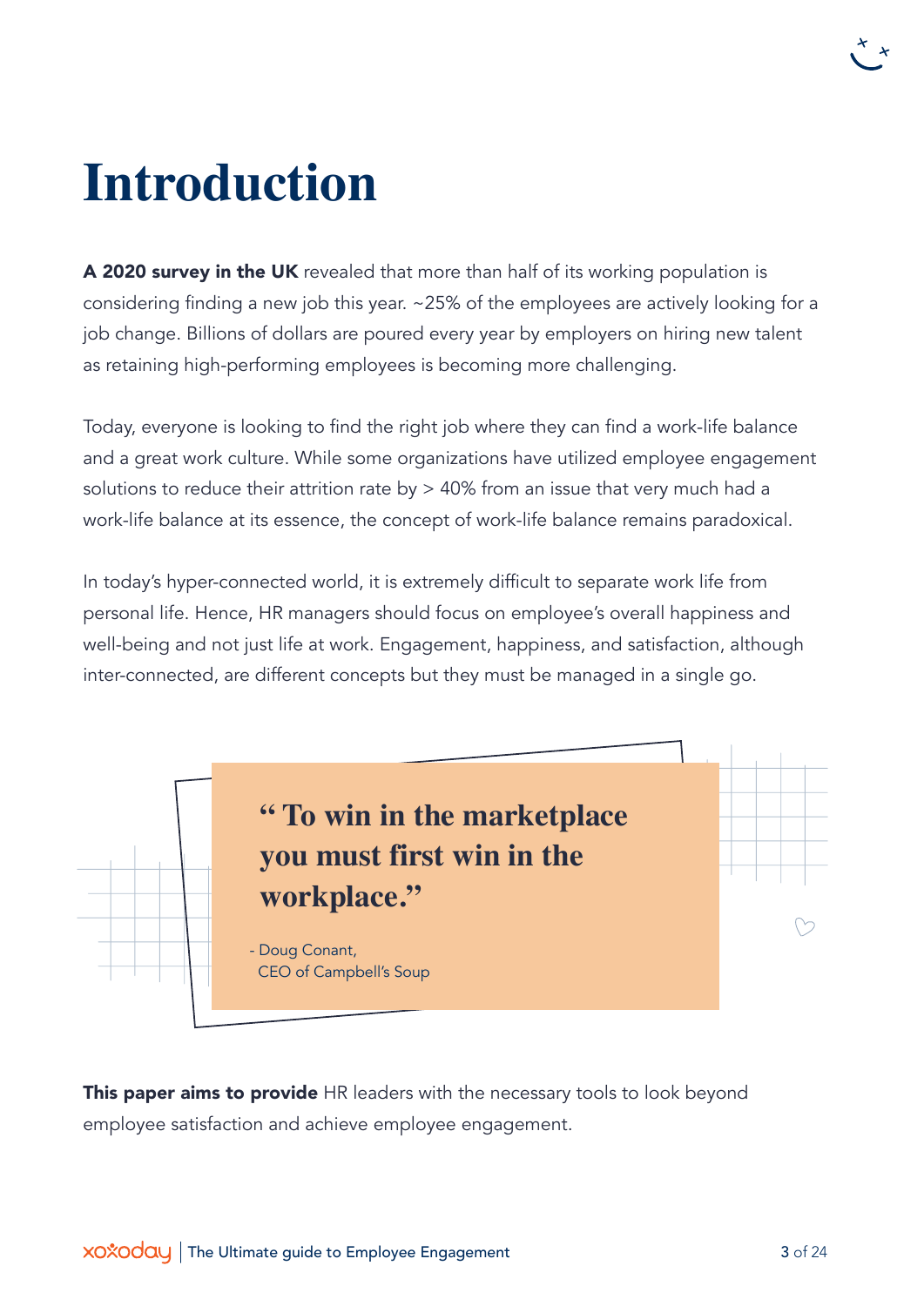# Introduction

**A 2020 survey in the UK** revealed that more than half of its working population is considering finding a new job this year. ~25% of the employees are actively looking for a job change. Billions of dollars are poured every year by employers on hiring new talent as retaining high-performing employees is becoming more challenging.

Today, everyone is looking to find the right job where they can find a work-life balance and a great work culture. While some organizations have utilized employee engagement solutions to reduce their attrition rate by > 40% from an issue that very much had a work-life balance at its essence, the concept of work-life balance remains paradoxical.

In today's hyper-connected world, it is extremely difficult to separate work life from personal life. Hence, HR managers should focus on employee's overall happiness and well-being and not just life at work. Engagement, happiness, and satisfaction, although inter-connected, are different concepts but they must be managed in a single go.

> **" To win in the marketplace you must first win in the workplace."**
>
> - Doug Conant,
> CEO of Campbell's Soup

**This paper aims to provide** HR leaders with the necessary tools to look beyond employee satisfaction and achieve employee engagement.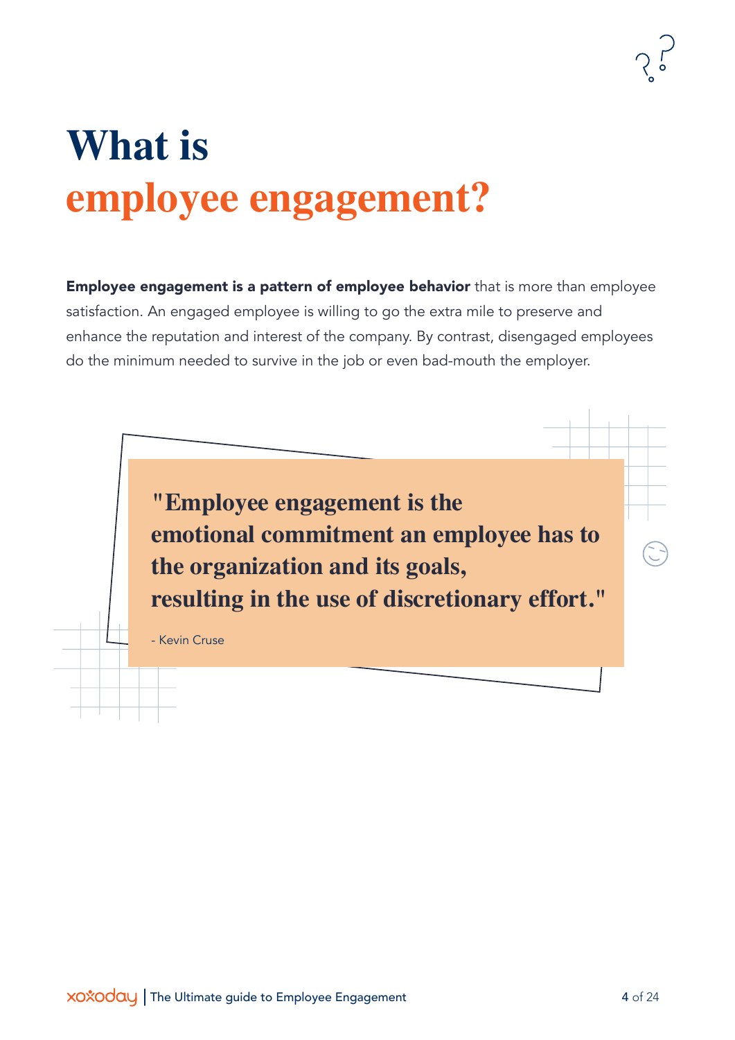# What is employee engagement?

**Employee engagement is a pattern of employee behavior** that is more than employee satisfaction. An engaged employee is willing to go the extra mile to preserve and enhance the reputation and interest of the company. By contrast, disengaged employees do the minimum needed to survive in the job or even bad-mouth the employer.

> **"Employee engagement is the emotional commitment an employee has to the organization and its goals, resulting in the use of discretionary effort."**
>
> - Kevin Cruse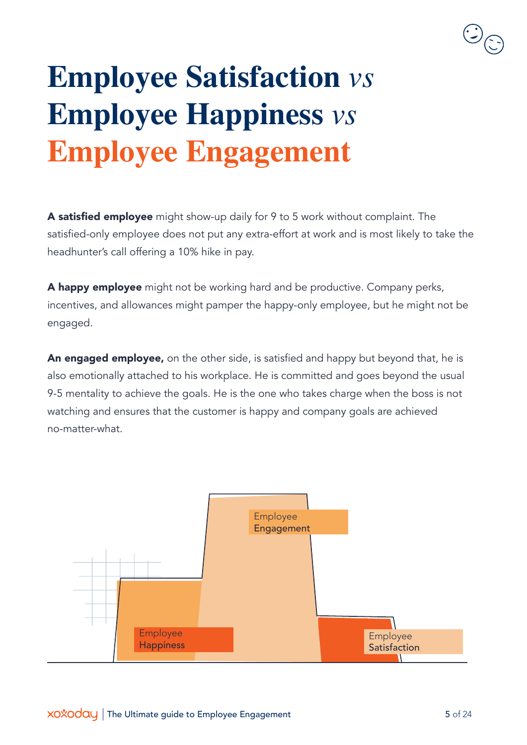# Employee Satisfaction *vs* Employee Happiness *vs* Employee Engagement

**A satisfied employee** might show-up daily for 9 to 5 work without complaint. The satisfied-only employee does not put any extra-effort at work and is most likely to take the headhunter's call offering a 10% hike in pay.

**A happy employee** might not be working hard and be productive. Company perks, incentives, and allowances might pamper the happy-only employee, but he might not be engaged.

**An engaged employee,** on the other side, is satisfied and happy but beyond that, he is also emotionally attached to his workplace. He is committed and goes beyond the usual 9-5 mentality to achieve the goals. He is the one who takes charge when the boss is not watching and ensures that the customer is happy and company goals are achieved no-matter-what.

Employee Engagement

Employee Happiness

Employee Satisfaction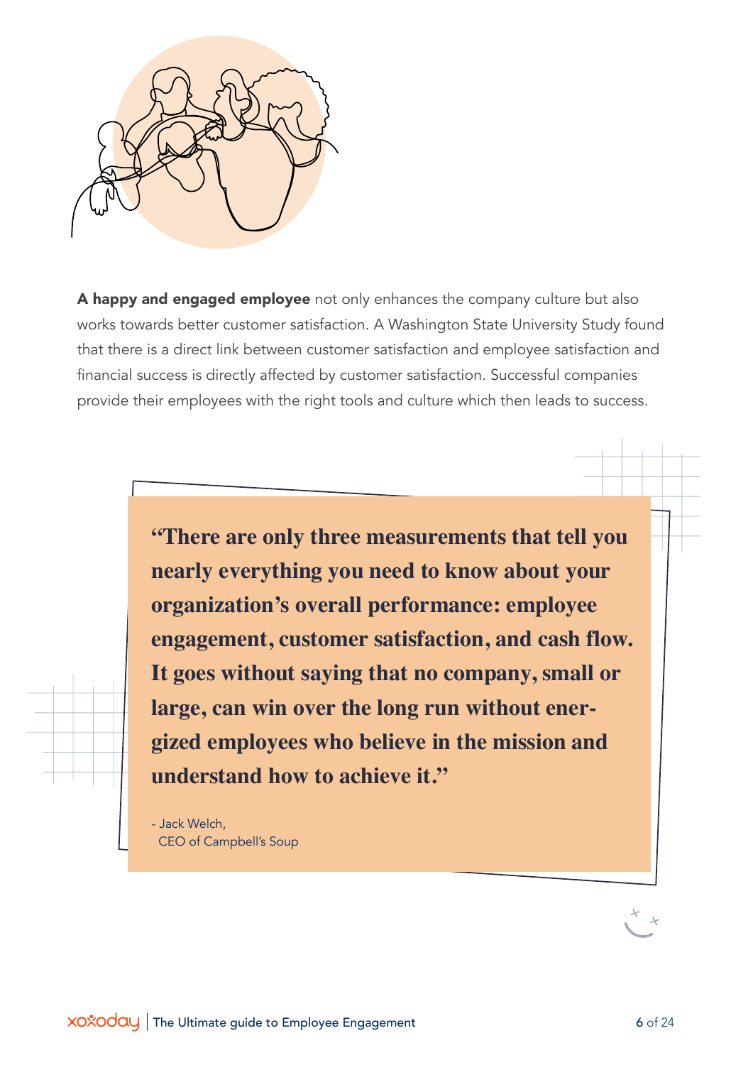**A happy and engaged employee** not only enhances the company culture but also works towards better customer satisfaction. A Washington State University Study found that there is a direct link between customer satisfaction and employee satisfaction and financial success is directly affected by customer satisfaction. Successful companies provide their employees with the right tools and culture which then leads to success.

> **"There are only three measurements that tell you nearly everything you need to know about your organization's overall performance: employee engagement, customer satisfaction, and cash flow. It goes without saying that no company, small or large, can win over the long run without energized employees who believe in the mission and understand how to achieve it."**
>
> \- Jack Welch,
> CEO of Campbell's Soup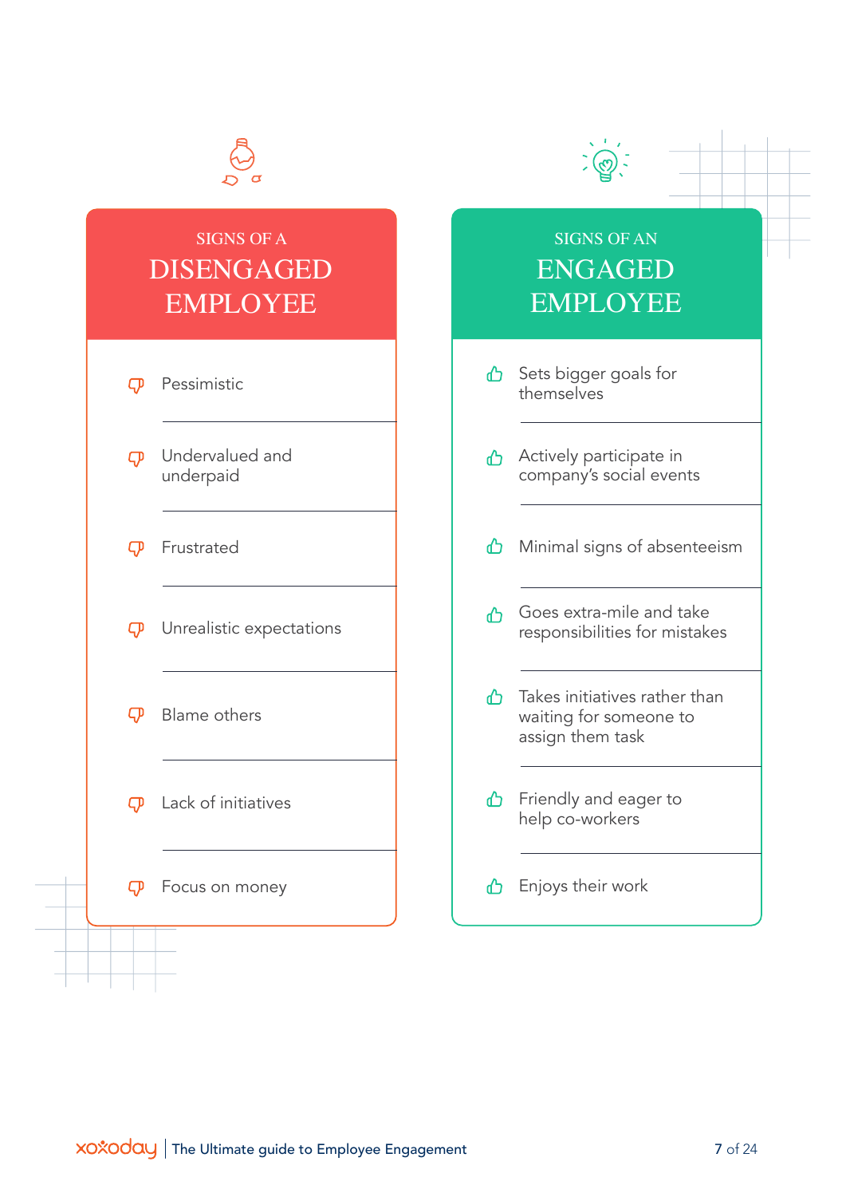## SIGNS OF A DISENGAGED EMPLOYEE

- Pessimistic
- Undervalued and underpaid
- Frustrated
- Unrealistic expectations
- Blame others
- Lack of initiatives
- Focus on money

## SIGNS OF AN ENGAGED EMPLOYEE

- Sets bigger goals for themselves
- Actively participate in company's social events
- Minimal signs of absenteeism
- Goes extra-mile and take responsibilities for mistakes
- Takes initiatives rather than waiting for someone to assign them task
- Friendly and eager to help co-workers
- Enjoys their work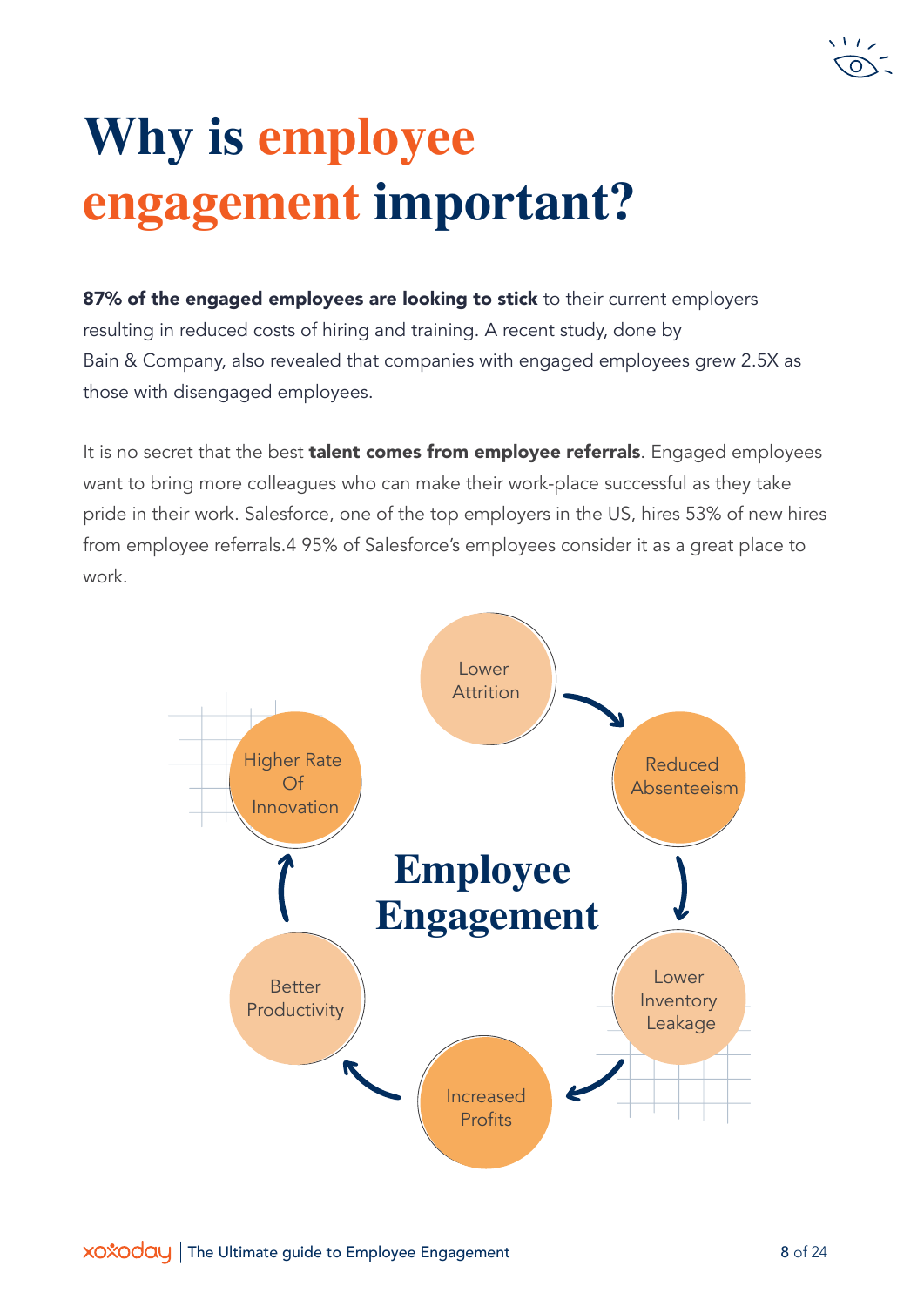# Why is employee engagement important?

**87% of the engaged employees are looking to stick** to their current employers resulting in reduced costs of hiring and training. A recent study, done by Bain & Company, also revealed that companies with engaged employees grew 2.5X as those with disengaged employees.

It is no secret that the best **talent comes from employee referrals**. Engaged employees want to bring more colleagues who can make their work-place successful as they take pride in their work. Salesforce, one of the top employers in the US, hires 53% of new hires from employee referrals.4 95% of Salesforce's employees consider it as a great place to work.

**Employee Engagement**

- Lower Attrition
- Reduced Absenteeism
- Lower Inventory Leakage
- Increased Profits
- Better Productivity
- Higher Rate Of Innovation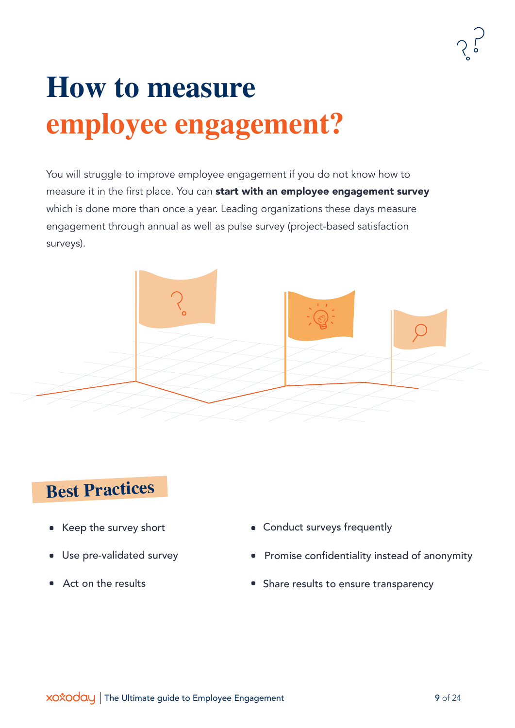# How to measure employee engagement?

You will struggle to improve employee engagement if you do not know how to measure it in the first place. You can **start with an employee engagement survey** which is done more than once a year. Leading organizations these days measure engagement through annual as well as pulse survey (project-based satisfaction surveys).

## Best Practices

- Keep the survey short
- Use pre-validated survey
- Act on the results
- Conduct surveys frequently
- Promise confidentiality instead of anonymity
- Share results to ensure transparency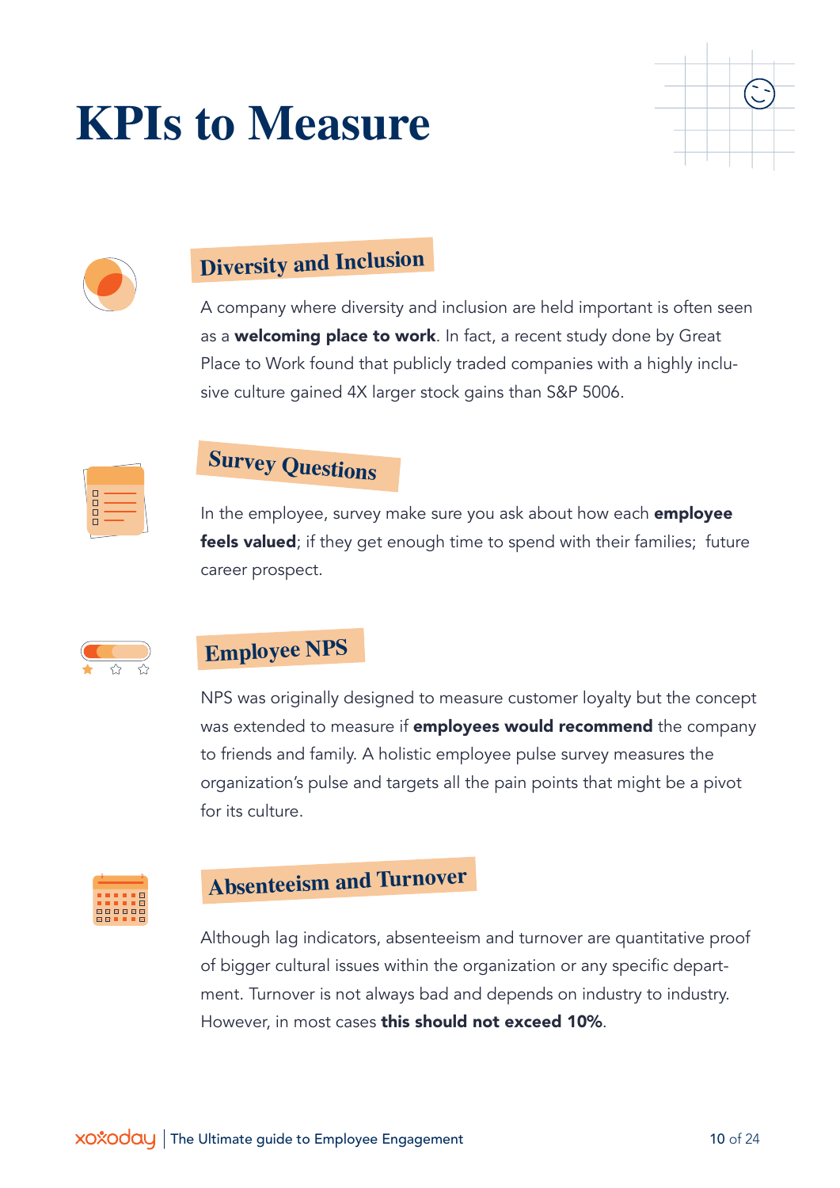# KPIs to Measure

## Diversity and Inclusion

A company where diversity and inclusion are held important is often seen as a **welcoming place to work**. In fact, a recent study done by Great Place to Work found that publicly traded companies with a highly inclusive culture gained 4X larger stock gains than S&P 5006.

## Survey Questions

In the employee, survey make sure you ask about how each **employee feels valued**; if they get enough time to spend with their families; future career prospect.

## Employee NPS

NPS was originally designed to measure customer loyalty but the concept was extended to measure if **employees would recommend** the company to friends and family. A holistic employee pulse survey measures the organization's pulse and targets all the pain points that might be a pivot for its culture.

## Absenteeism and Turnover

Although lag indicators, absenteeism and turnover are quantitative proof of bigger cultural issues within the organization or any specific department. Turnover is not always bad and depends on industry to industry. However, in most cases **this should not exceed 10%**.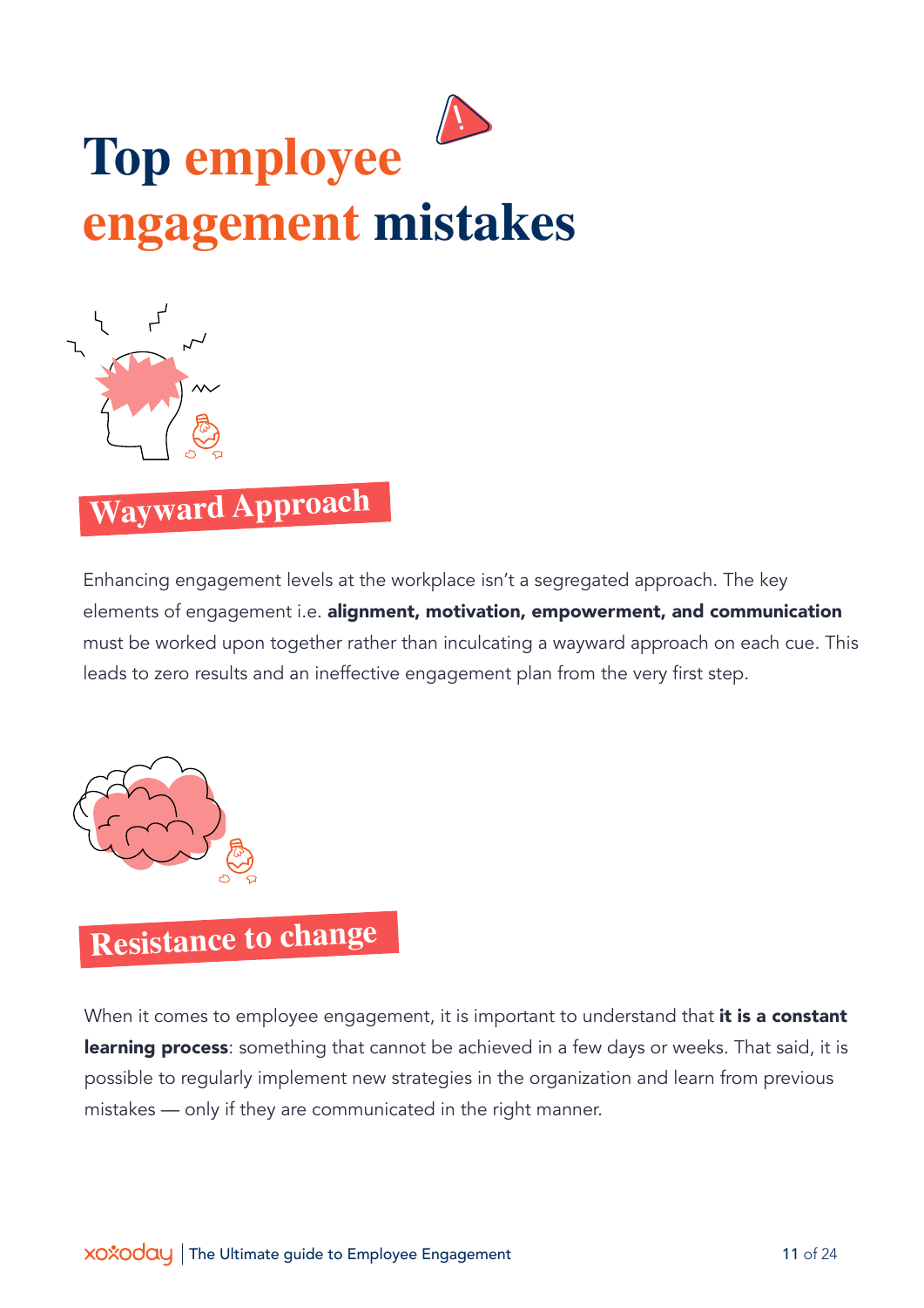# Top employee engagement mistakes

## Wayward Approach

Enhancing engagement levels at the workplace isn't a segregated approach. The key elements of engagement i.e. **alignment, motivation, empowerment, and communication** must be worked upon together rather than inculcating a wayward approach on each cue. This leads to zero results and an ineffective engagement plan from the very first step.

## Resistance to change

When it comes to employee engagement, it is important to understand that **it is a constant learning process**: something that cannot be achieved in a few days or weeks. That said, it is possible to regularly implement new strategies in the organization and learn from previous mistakes — only if they are communicated in the right manner.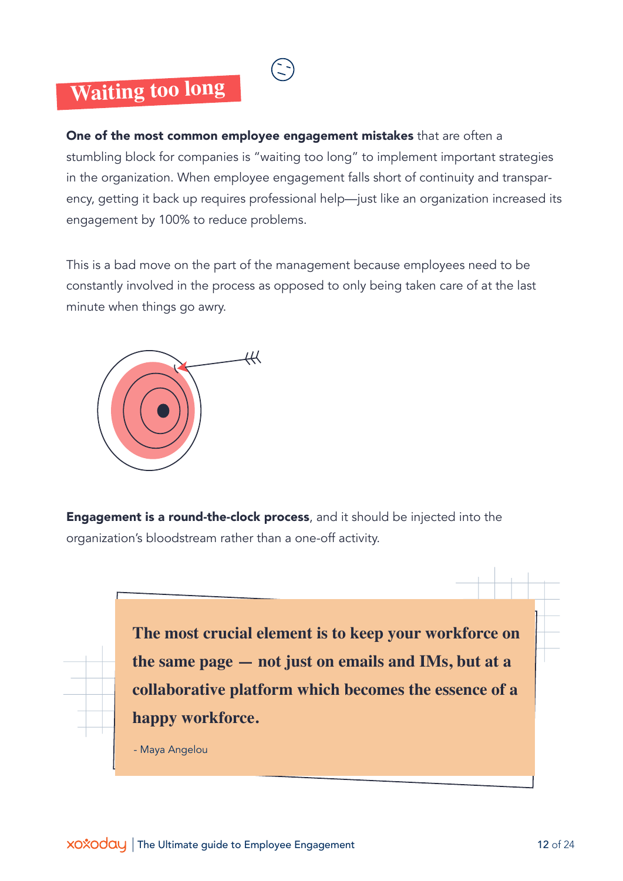## Waiting too long

**One of the most common employee engagement mistakes** that are often a stumbling block for companies is "waiting too long" to implement important strategies in the organization. When employee engagement falls short of continuity and transparency, getting it back up requires professional help—just like an organization increased its engagement by 100% to reduce problems.

This is a bad move on the part of the management because employees need to be constantly involved in the process as opposed to only being taken care of at the last minute when things go awry.

**Engagement is a round-the-clock process**, and it should be injected into the organization's bloodstream rather than a one-off activity.

> **The most crucial element is to keep your workforce on the same page — not just on emails and IMs, but at a collaborative platform which becomes the essence of a happy workforce.**
>
> - Maya Angelou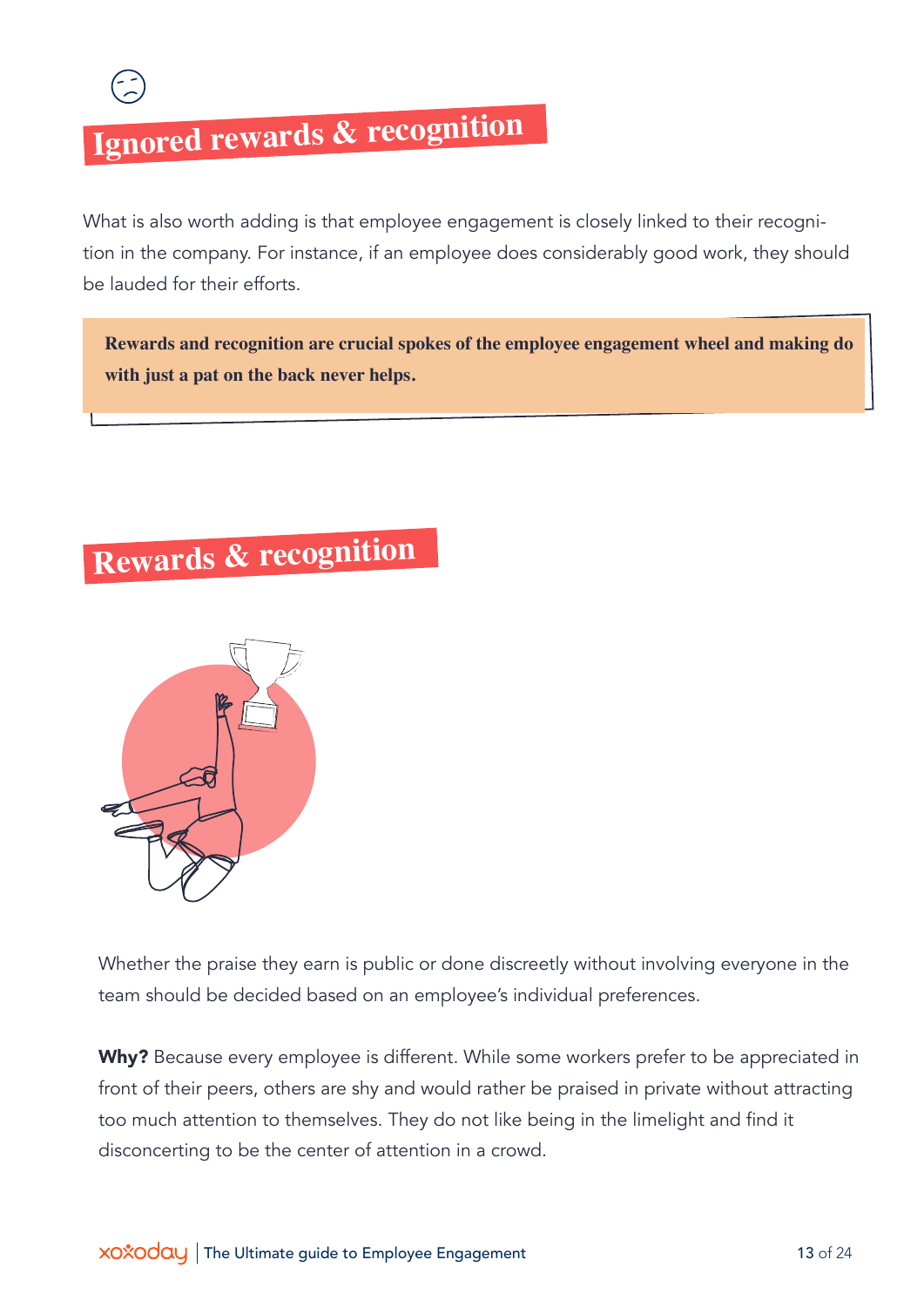## Ignored rewards & recognition

What is also worth adding is that employee engagement is closely linked to their recognition in the company. For instance, if an employee does considerably good work, they should be lauded for their efforts.

> **Rewards and recognition are crucial spokes of the employee engagement wheel and making do with just a pat on the back never helps.**

## Rewards & recognition

Whether the praise they earn is public or done discreetly without involving everyone in the team should be decided based on an employee's individual preferences.

**Why?** Because every employee is different. While some workers prefer to be appreciated in front of their peers, others are shy and would rather be praised in private without attracting too much attention to themselves. They do not like being in the limelight and find it disconcerting to be the center of attention in a crowd.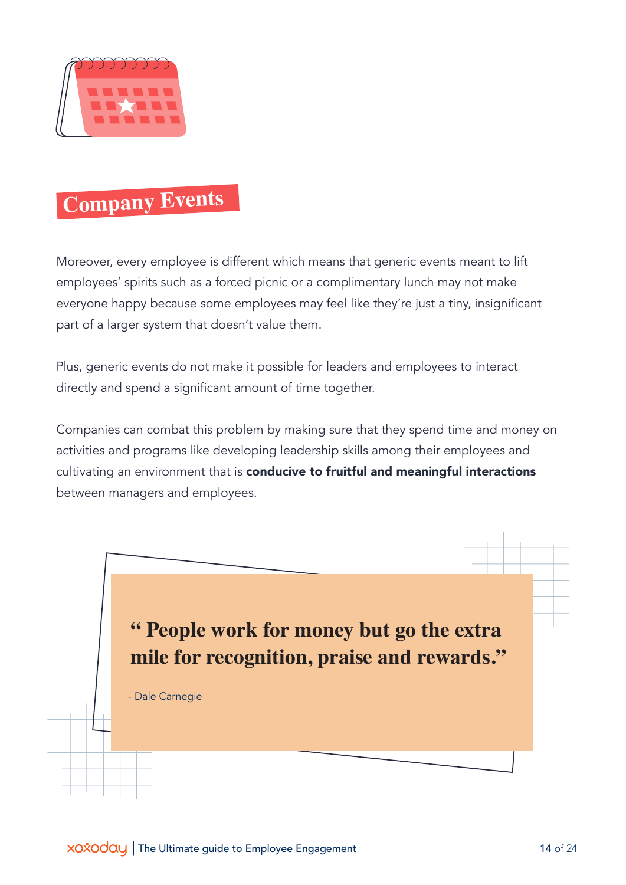## Company Events

Moreover, every employee is different which means that generic events meant to lift employees' spirits such as a forced picnic or a complimentary lunch may not make everyone happy because some employees may feel like they're just a tiny, insignificant part of a larger system that doesn't value them.

Plus, generic events do not make it possible for leaders and employees to interact directly and spend a significant amount of time together.

Companies can combat this problem by making sure that they spend time and money on activities and programs like developing leadership skills among their employees and cultivating an environment that is **conducive to fruitful and meaningful interactions** between managers and employees.

> **" People work for money but go the extra mile for recognition, praise and rewards."**
>
> - Dale Carnegie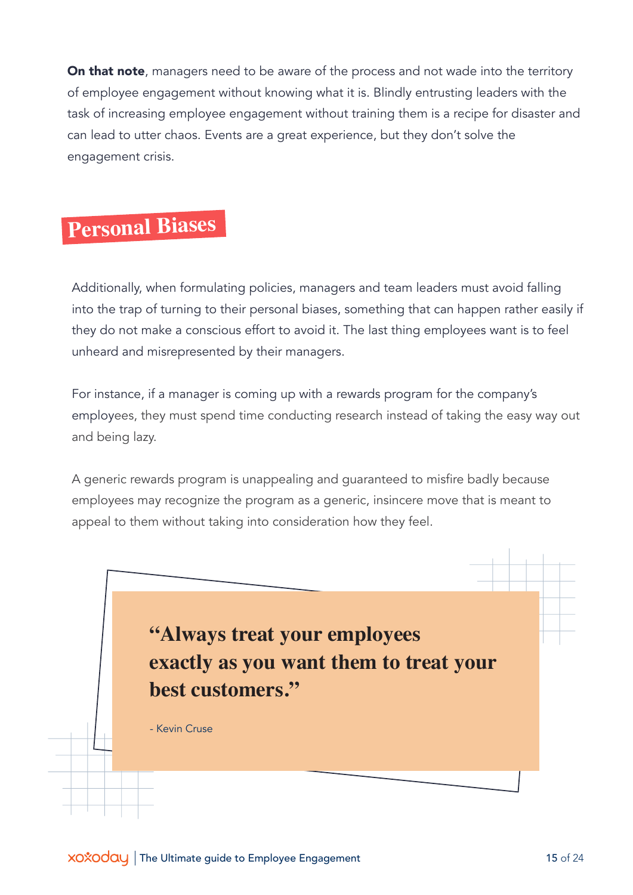**On that note**, managers need to be aware of the process and not wade into the territory of employee engagement without knowing what it is. Blindly entrusting leaders with the task of increasing employee engagement without training them is a recipe for disaster and can lead to utter chaos. Events are a great experience, but they don't solve the engagement crisis.

## Personal Biases

Additionally, when formulating policies, managers and team leaders must avoid falling into the trap of turning to their personal biases, something that can happen rather easily if they do not make a conscious effort to avoid it. The last thing employees want is to feel unheard and misrepresented by their managers.

For instance, if a manager is coming up with a rewards program for the company's employees, they must spend time conducting research instead of taking the easy way out and being lazy.

A generic rewards program is unappealing and guaranteed to misfire badly because employees may recognize the program as a generic, insincere move that is meant to appeal to them without taking into consideration how they feel.

> **"Always treat your employees exactly as you want them to treat your best customers."**
>
> \- Kevin Cruse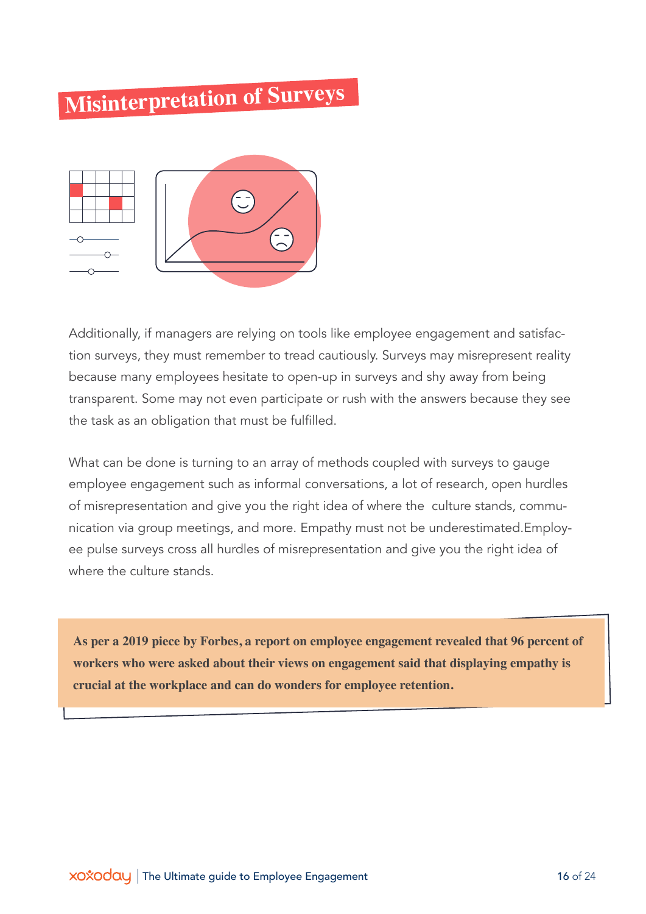# Misinterpretation of Surveys

Additionally, if managers are relying on tools like employee engagement and satisfaction surveys, they must remember to tread cautiously. Surveys may misrepresent reality because many employees hesitate to open-up in surveys and shy away from being transparent. Some may not even participate or rush with the answers because they see the task as an obligation that must be fulfilled.

What can be done is turning to an array of methods coupled with surveys to gauge employee engagement such as informal conversations, a lot of research, open hurdles of misrepresentation and give you the right idea of where the  culture stands, communication via group meetings, and more. Empathy must not be underestimated.Employee pulse surveys cross all hurdles of misrepresentation and give you the right idea of where the culture stands.

**As per a 2019 piece by Forbes, a report on employee engagement revealed that 96 percent of workers who were asked about their views on engagement said that displaying empathy is crucial at the workplace and can do wonders for employee retention.**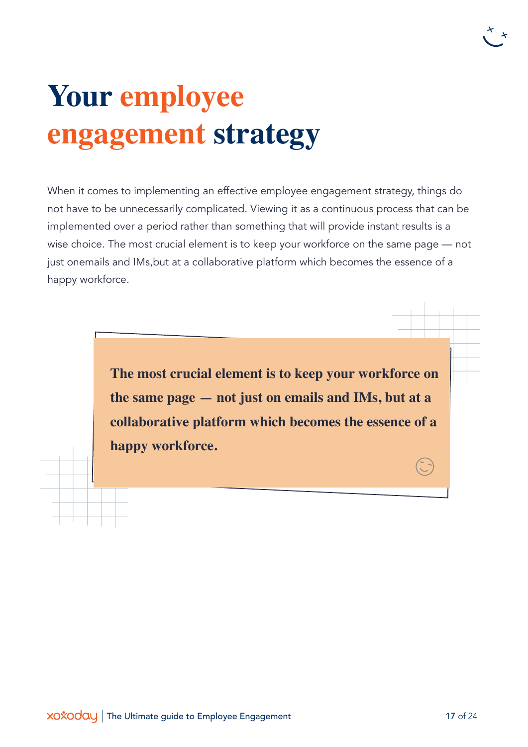# Your employee engagement strategy

When it comes to implementing an effective employee engagement strategy, things do not have to be unnecessarily complicated. Viewing it as a continuous process that can be implemented over a period rather than something that will provide instant results is a wise choice. The most crucial element is to keep your workforce on the same page — not just onemails and IMs,but at a collaborative platform which becomes the essence of a happy workforce.

**The most crucial element is to keep your workforce on the same page — not just on emails and IMs, but at a collaborative platform which becomes the essence of a happy workforce.**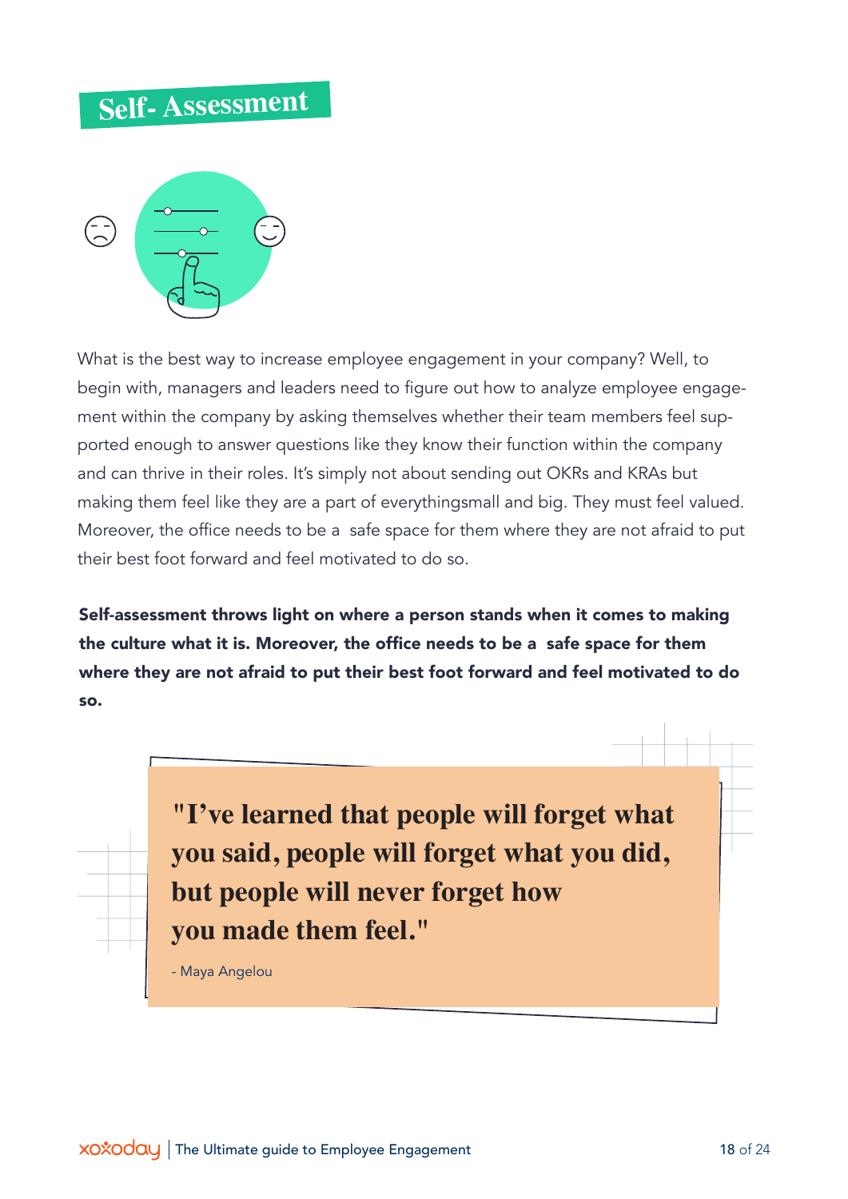# Self- Assessment

What is the best way to increase employee engagement in your company? Well, to begin with, managers and leaders need to figure out how to analyze employee engagement within the company by asking themselves whether their team members feel supported enough to answer questions like they know their function within the company and can thrive in their roles. It's simply not about sending out OKRs and KRAs but making them feel like they are a part of everythingsmall and big. They must feel valued. Moreover, the office needs to be a safe space for them where they are not afraid to put their best foot forward and feel motivated to do so.

**Self-assessment throws light on where a person stands when it comes to making the culture what it is. Moreover, the office needs to be a safe space for them where they are not afraid to put their best foot forward and feel motivated to do so.**

> **"I've learned that people will forget what you said, people will forget what you did, but people will never forget how you made them feel."**
>
> \- Maya Angelou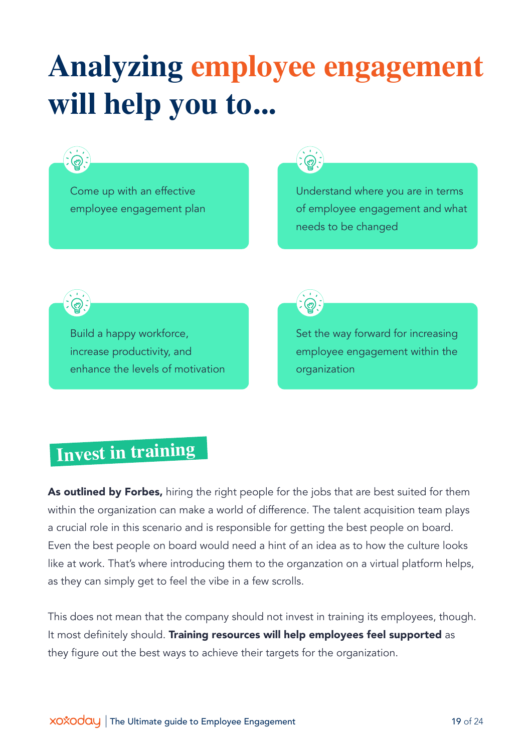# Analyzing employee engagement will help you to...

- Come up with an effective employee engagement plan
- Understand where you are in terms of employee engagement and what needs to be changed
- Build a happy workforce, increase productivity, and enhance the levels of motivation
- Set the way forward for increasing employee engagement within the organization

## Invest in training

**As outlined by Forbes,** hiring the right people for the jobs that are best suited for them within the organization can make a world of difference. The talent acquisition team plays a crucial role in this scenario and is responsible for getting the best people on board. Even the best people on board would need a hint of an idea as to how the culture looks like at work. That's where introducing them to the organzation on a virtual platform helps, as they can simply get to feel the vibe in a few scrolls.

This does not mean that the company should not invest in training its employees, though. It most definitely should. **Training resources will help employees feel supported** as they figure out the best ways to achieve their targets for the organization.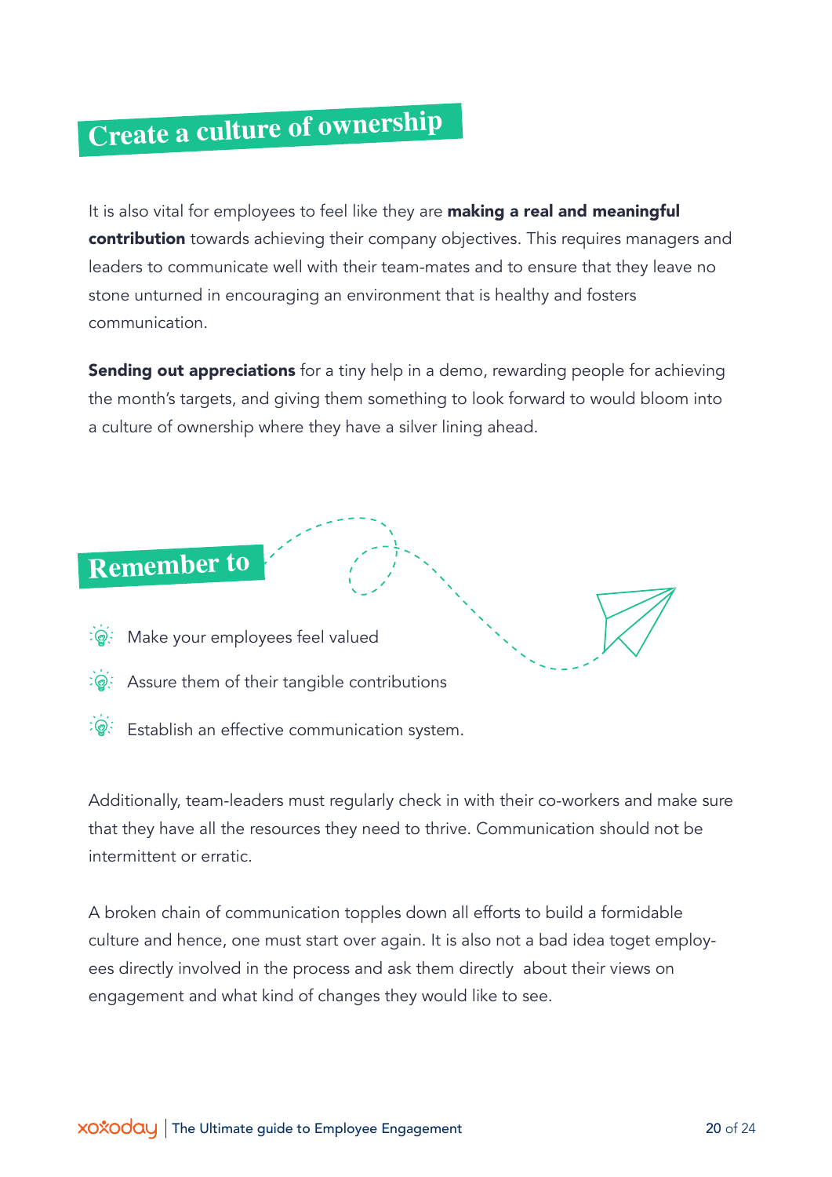## Create a culture of ownership

It is also vital for employees to feel like they are **making a real and meaningful contribution** towards achieving their company objectives. This requires managers and leaders to communicate well with their team-mates and to ensure that they leave no stone unturned in encouraging an environment that is healthy and fosters communication.

**Sending out appreciations** for a tiny help in a demo, rewarding people for achieving the month's targets, and giving them something to look forward to would bloom into a culture of ownership where they have a silver lining ahead.

## Remember to

- Make your employees feel valued
- Assure them of their tangible contributions
- Establish an effective communication system.

Additionally, team-leaders must regularly check in with their co-workers and make sure that they have all the resources they need to thrive. Communication should not be intermittent or erratic.

A broken chain of communication topples down all efforts to build a formidable culture and hence, one must start over again. It is also not a bad idea toget employees directly involved in the process and ask them directly about their views on engagement and what kind of changes they would like to see.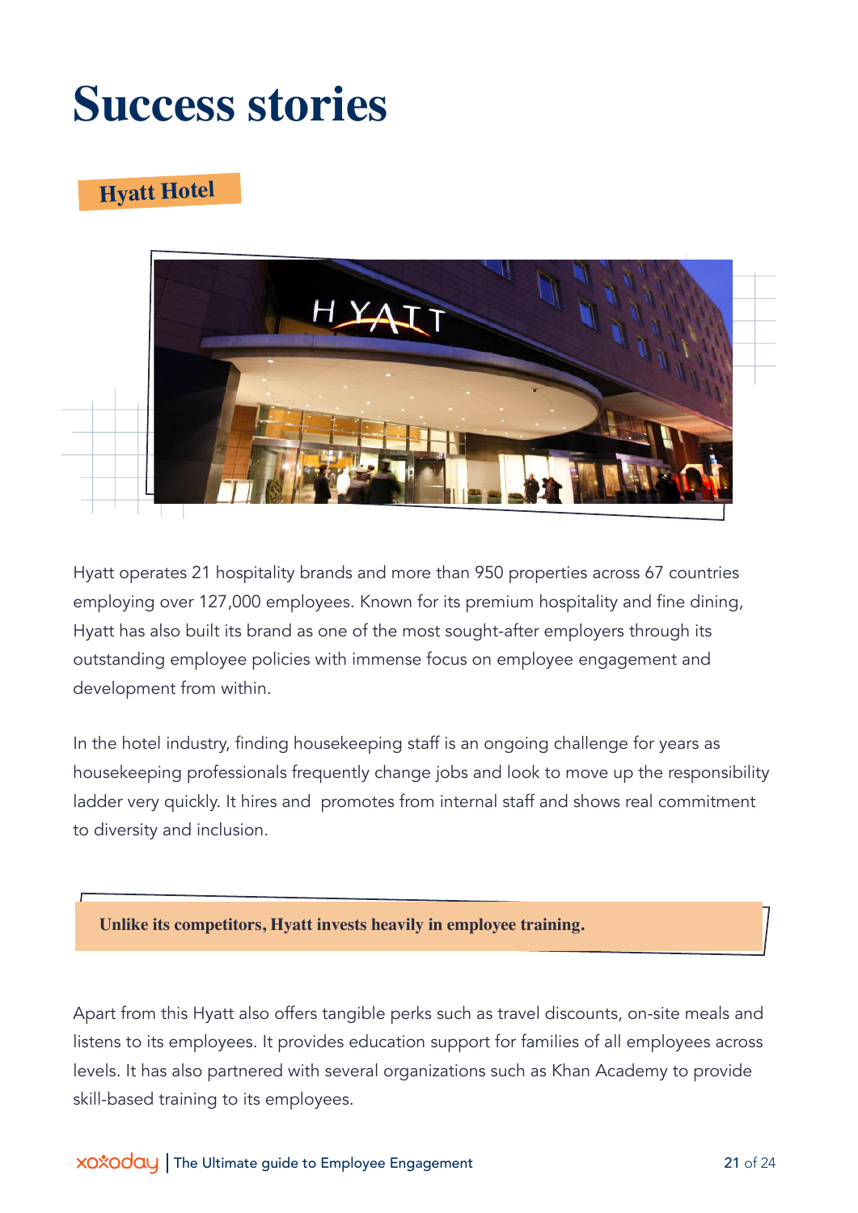# Success stories

## Hyatt Hotel

Hyatt operates 21 hospitality brands and more than 950 properties across 67 countries employing over 127,000 employees. Known for its premium hospitality and fine dining, Hyatt has also built its brand as one of the most sought-after employers through its outstanding employee policies with immense focus on employee engagement and development from within.

In the hotel industry, finding housekeeping staff is an ongoing challenge for years as housekeeping professionals frequently change jobs and look to move up the responsibility ladder very quickly. It hires and promotes from internal staff and shows real commitment to diversity and inclusion.

**Unlike its competitors, Hyatt invests heavily in employee training.**

Apart from this Hyatt also offers tangible perks such as travel discounts, on-site meals and listens to its employees. It provides education support for families of all employees across levels. It has also partnered with several organizations such as Khan Academy to provide skill-based training to its employees.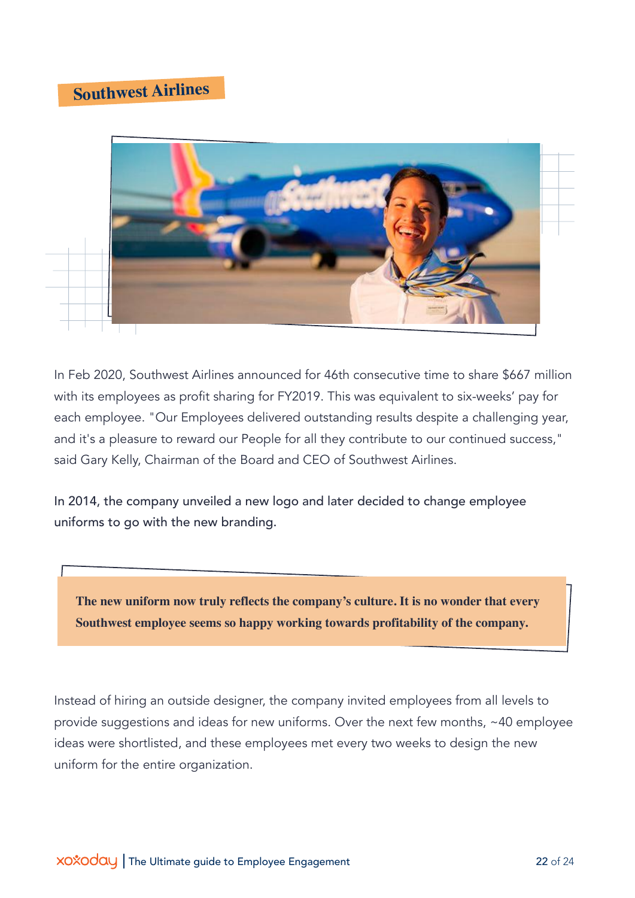## Southwest Airlines

In Feb 2020, Southwest Airlines announced for 46th consecutive time to share $667 million with its employees as profit sharing for FY2019. This was equivalent to six-weeks' pay for each employee. "Our Employees delivered outstanding results despite a challenging year, and it's a pleasure to reward our People for all they contribute to our continued success," said Gary Kelly, Chairman of the Board and CEO of Southwest Airlines.

In 2014, the company unveiled a new logo and later decided to change employee uniforms to go with the new branding.

**The new uniform now truly reflects the company's culture. It is no wonder that every Southwest employee seems so happy working towards profitability of the company.**

Instead of hiring an outside designer, the company invited employees from all levels to provide suggestions and ideas for new uniforms. Over the next few months, ~40 employee ideas were shortlisted, and these employees met every two weeks to design the new uniform for the entire organization.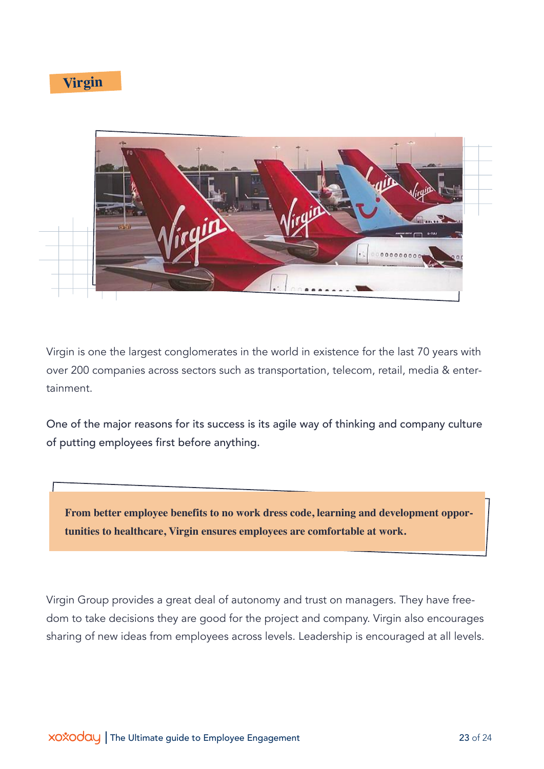## Virgin

Virgin is one the largest conglomerates in the world in existence for the last 70 years with over 200 companies across sectors such as transportation, telecom, retail, media & entertainment.

One of the major reasons for its success is its agile way of thinking and company culture of putting employees first before anything.

**From better employee benefits to no work dress code, learning and development opportunities to healthcare, Virgin ensures employees are comfortable at work.**

Virgin Group provides a great deal of autonomy and trust on managers. They have freedom to take decisions they are good for the project and company. Virgin also encourages sharing of new ideas from employees across levels. Leadership is encouraged at all levels.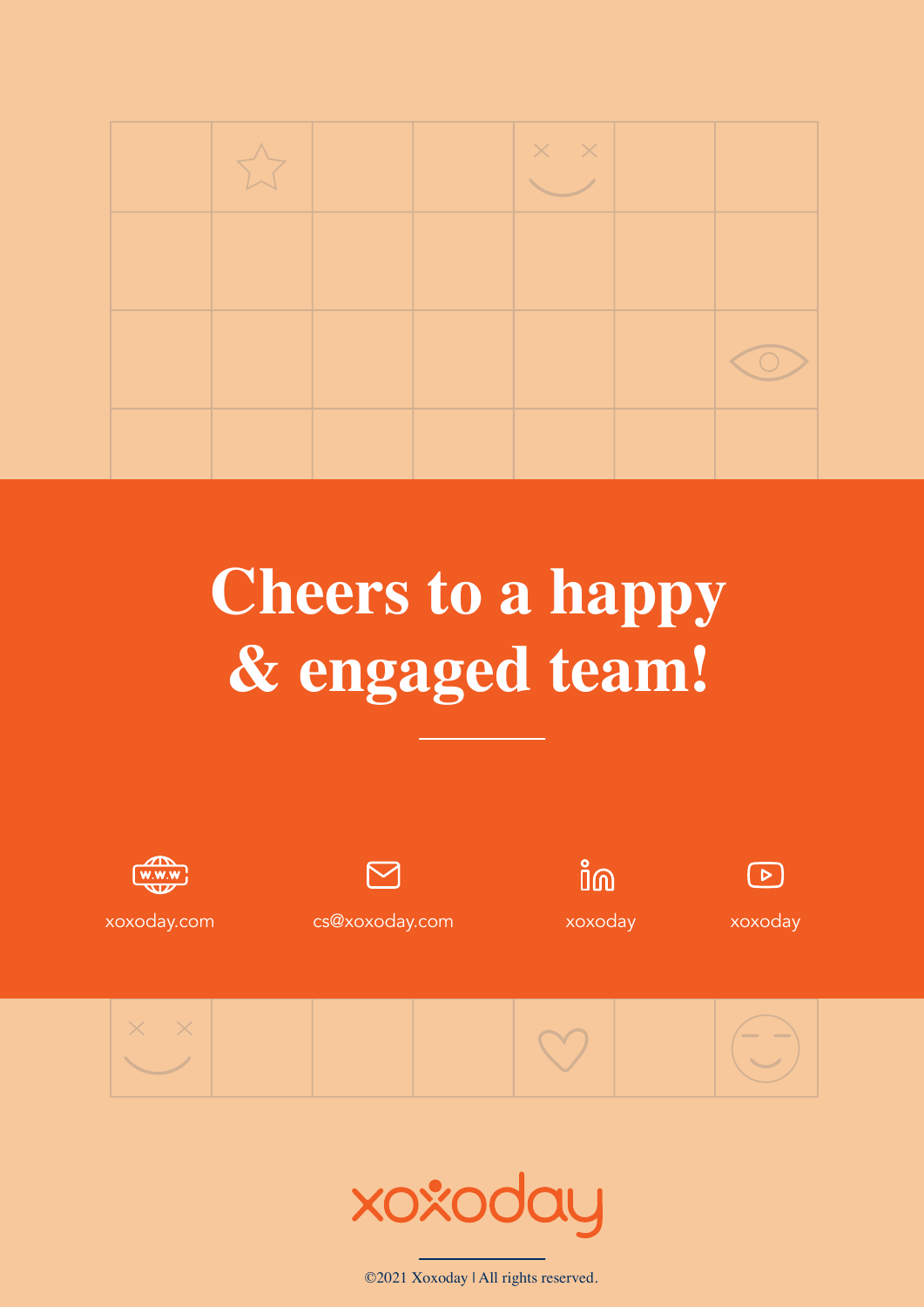# Cheers to a happy & engaged team!

xoxoday.com

cs@xoxoday.com

xoxoday

xoxoday

xoxoday

©2021 Xoxoday | All rights reserved.